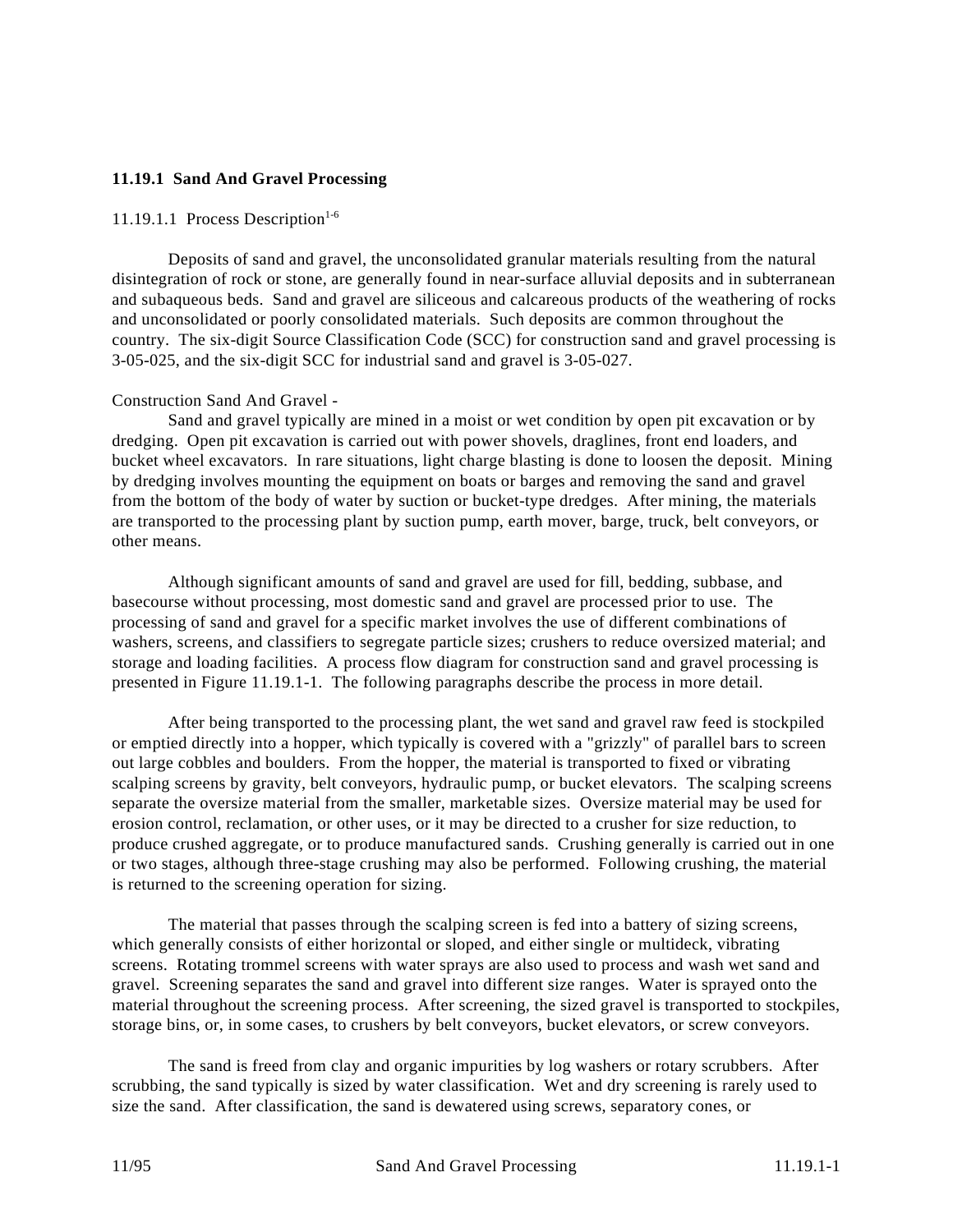## 11.19.1 Sand And Gravel Processing

### 11.19.1.1 Process Description[1-6]

Deposits of sand and gravel, the unconsolidated granular materials resulting from the natural disintegration of rock or stone, are generally found in near-surface alluvial deposits and in subterranean and subaqueous beds. Sand and gravel are siliceous and calcareous products of the weathering of rocks and unconsolidated or poorly consolidated materials. Such deposits are common throughout the country. The six-digit Source Classification Code (SCC) for construction sand and gravel processing is 3-05-025, and the six-digit SCC for industrial sand and gravel is 3-05-027.

Construction Sand And Gravel -

Sand and gravel typically are mined in a moist or wet condition by open pit excavation or by dredging. Open pit excavation is carried out with power shovels, draglines, front end loaders, and bucket wheel excavators. In rare situations, light charge blasting is done to loosen the deposit. Mining by dredging involves mounting the equipment on boats or barges and removing the sand and gravel from the bottom of the body of water by suction or bucket-type dredges. After mining, the materials are transported to the processing plant by suction pump, earth mover, barge, truck, belt conveyors, or other means.

Although significant amounts of sand and gravel are used for fill, bedding, subbase, and basecourse without processing, most domestic sand and gravel are processed prior to use. The processing of sand and gravel for a specific market involves the use of different combinations of washers, screens, and classifiers to segregate particle sizes; crushers to reduce oversized material; and storage and loading facilities. A process flow diagram for construction sand and gravel processing is presented in Figure 11.19.1-1. The following paragraphs describe the process in more detail.

After being transported to the processing plant, the wet sand and gravel raw feed is stockpiled or emptied directly into a hopper, which typically is covered with a "grizzly" of parallel bars to screen out large cobbles and boulders. From the hopper, the material is transported to fixed or vibrating scalping screens by gravity, belt conveyors, hydraulic pump, or bucket elevators. The scalping screens separate the oversize material from the smaller, marketable sizes. Oversize material may be used for erosion control, reclamation, or other uses, or it may be directed to a crusher for size reduction, to produce crushed aggregate, or to produce manufactured sands. Crushing generally is carried out in one or two stages, although three-stage crushing may also be performed. Following crushing, the material is returned to the screening operation for sizing.

The material that passes through the scalping screen is fed into a battery of sizing screens, which generally consists of either horizontal or sloped, and either single or multideck, vibrating screens. Rotating trommel screens with water sprays are also used to process and wash wet sand and gravel. Screening separates the sand and gravel into different size ranges. Water is sprayed onto the material throughout the screening process. After screening, the sized gravel is transported to stockpiles, storage bins, or, in some cases, to crushers by belt conveyors, bucket elevators, or screw conveyors.

The sand is freed from clay and organic impurities by log washers or rotary scrubbers. After scrubbing, the sand typically is sized by water classification. Wet and dry screening is rarely used to size the sand. After classification, the sand is dewatered using screws, separatory cones, or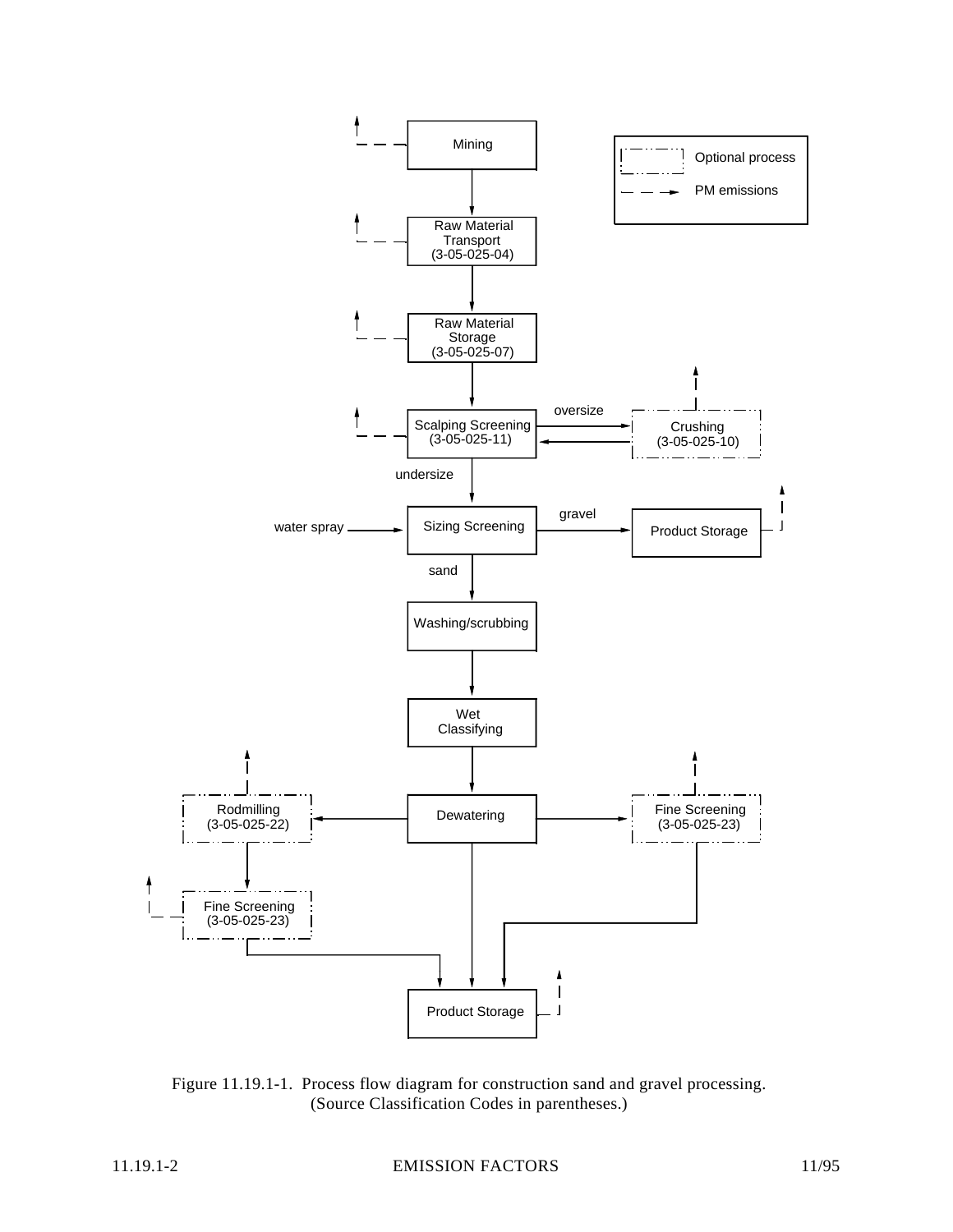Figure 11.19.1-1. Process flow diagram for construction sand and gravel processing. (Source Classification Codes in parentheses.)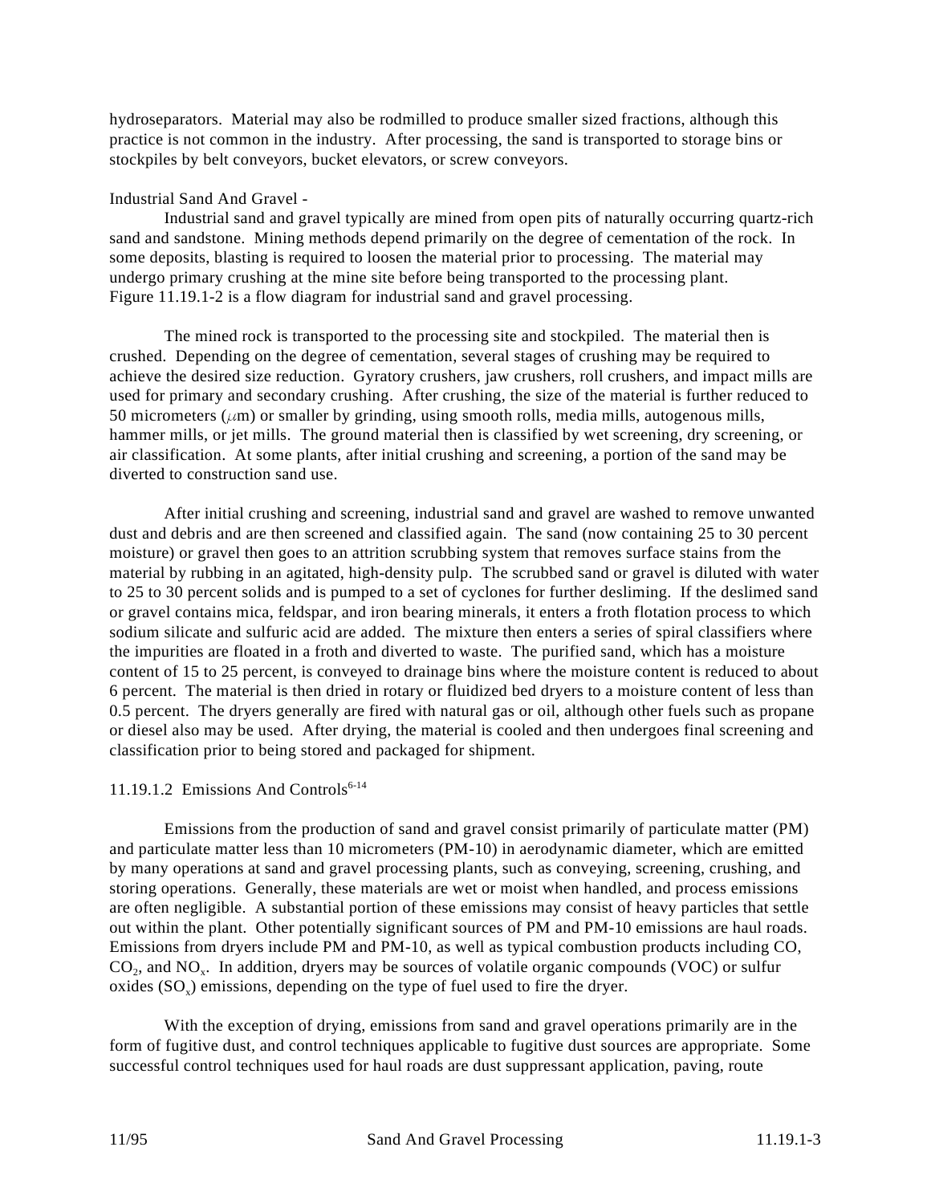hydroseparators. Material may also be rodmilled to produce smaller sized fractions, although this practice is not common in the industry. After processing, the sand is transported to storage bins or stockpiles by belt conveyors, bucket elevators, or screw conveyors.

Industrial Sand And Gravel -

Industrial sand and gravel typically are mined from open pits of naturally occurring quartz-rich sand and sandstone. Mining methods depend primarily on the degree of cementation of the rock. In some deposits, blasting is required to loosen the material prior to processing. The material may undergo primary crushing at the mine site before being transported to the processing plant. Figure 11.19.1-2 is a flow diagram for industrial sand and gravel processing.

The mined rock is transported to the processing site and stockpiled. The material then is crushed. Depending on the degree of cementation, several stages of crushing may be required to achieve the desired size reduction. Gyratory crushers, jaw crushers, roll crushers, and impact mills are used for primary and secondary crushing. After crushing, the size of the material is further reduced to 50 micrometers ($\mu$m) or smaller by grinding, using smooth rolls, media mills, autogenous mills, hammer mills, or jet mills. The ground material then is classified by wet screening, dry screening, or air classification. At some plants, after initial crushing and screening, a portion of the sand may be diverted to construction sand use.

After initial crushing and screening, industrial sand and gravel are washed to remove unwanted dust and debris and are then screened and classified again. The sand (now containing 25 to 30 percent moisture) or gravel then goes to an attrition scrubbing system that removes surface stains from the material by rubbing in an agitated, high-density pulp. The scrubbed sand or gravel is diluted with water to 25 to 30 percent solids and is pumped to a set of cyclones for further desliming. If the deslimed sand or gravel contains mica, feldspar, and iron bearing minerals, it enters a froth flotation process to which sodium silicate and sulfuric acid are added. The mixture then enters a series of spiral classifiers where the impurities are floated in a froth and diverted to waste. The purified sand, which has a moisture content of 15 to 25 percent, is conveyed to drainage bins where the moisture content is reduced to about 6 percent. The material is then dried in rotary or fluidized bed dryers to a moisture content of less than 0.5 percent. The dryers generally are fired with natural gas or oil, although other fuels such as propane or diesel also may be used. After drying, the material is cooled and then undergoes final screening and classification prior to being stored and packaged for shipment.

## 11.19.1.2 Emissions And Controls[6-14]

Emissions from the production of sand and gravel consist primarily of particulate matter (PM) and particulate matter less than 10 micrometers (PM-10) in aerodynamic diameter, which are emitted by many operations at sand and gravel processing plants, such as conveying, screening, crushing, and storing operations. Generally, these materials are wet or moist when handled, and process emissions are often negligible. A substantial portion of these emissions may consist of heavy particles that settle out within the plant. Other potentially significant sources of PM and PM-10 emissions are haul roads. Emissions from dryers include PM and PM-10, as well as typical combustion products including CO, $CO_2$, and $NO_x$. In addition, dryers may be sources of volatile organic compounds (VOC) or sulfur oxides ($SO_x$) emissions, depending on the type of fuel used to fire the dryer.

With the exception of drying, emissions from sand and gravel operations primarily are in the form of fugitive dust, and control techniques applicable to fugitive dust sources are appropriate. Some successful control techniques used for haul roads are dust suppressant application, paving, route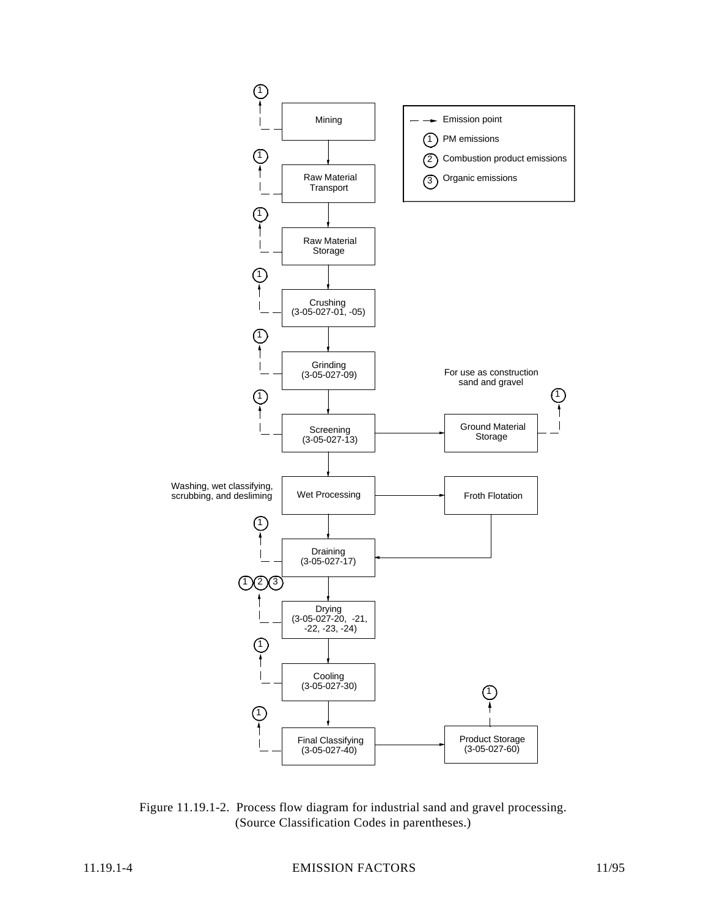Mining

Raw Material Transport

Raw Material Storage

Crushing (3-05-027-01, -05)

Grinding (3-05-027-09)

Screening (3-05-027-13)

Wet Processing

Washing, wet classifying, scrubbing, and desliming

Draining (3-05-027-17)

Drying (3-05-027-20, -21, -22, -23, -24)

Cooling (3-05-027-30)

Final Classifying (3-05-027-40)

Ground Material Storage

For use as construction sand and gravel

Froth Flotation

Product Storage (3-05-027-60)

Emission point

1 PM emissions

2 Combustion product emissions

3 Organic emissions

Figure 11.19.1-2. Process flow diagram for industrial sand and gravel processing. (Source Classification Codes in parentheses.)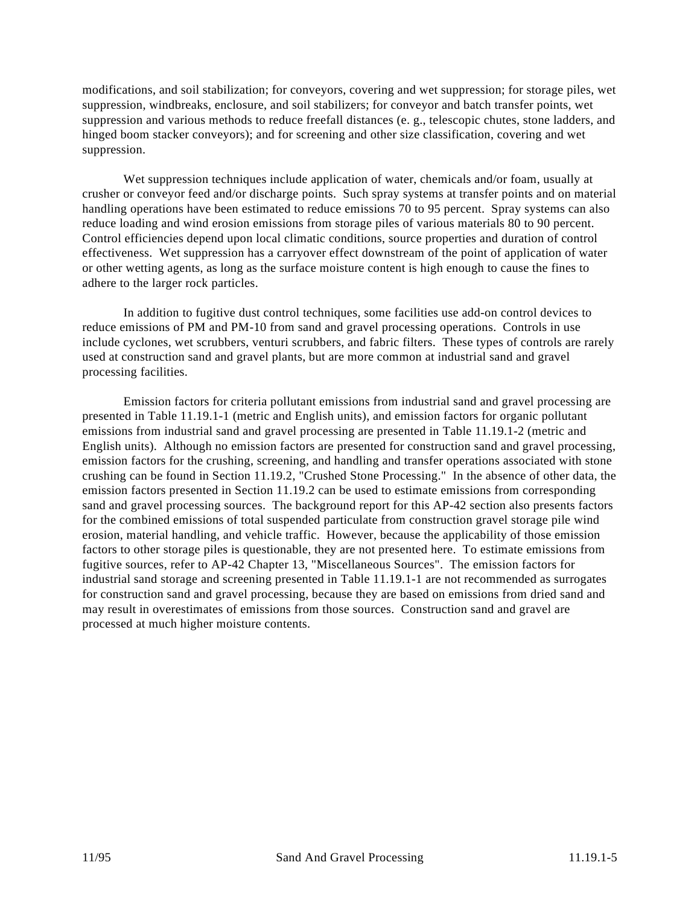modifications, and soil stabilization; for conveyors, covering and wet suppression; for storage piles, wet suppression, windbreaks, enclosure, and soil stabilizers; for conveyor and batch transfer points, wet suppression and various methods to reduce freefall distances (e. g., telescopic chutes, stone ladders, and hinged boom stacker conveyors); and for screening and other size classification, covering and wet suppression.

Wet suppression techniques include application of water, chemicals and/or foam, usually at crusher or conveyor feed and/or discharge points. Such spray systems at transfer points and on material handling operations have been estimated to reduce emissions 70 to 95 percent. Spray systems can also reduce loading and wind erosion emissions from storage piles of various materials 80 to 90 percent. Control efficiencies depend upon local climatic conditions, source properties and duration of control effectiveness. Wet suppression has a carryover effect downstream of the point of application of water or other wetting agents, as long as the surface moisture content is high enough to cause the fines to adhere to the larger rock particles.

In addition to fugitive dust control techniques, some facilities use add-on control devices to reduce emissions of PM and PM-10 from sand and gravel processing operations. Controls in use include cyclones, wet scrubbers, venturi scrubbers, and fabric filters. These types of controls are rarely used at construction sand and gravel plants, but are more common at industrial sand and gravel processing facilities.

Emission factors for criteria pollutant emissions from industrial sand and gravel processing are presented in Table 11.19.1-1 (metric and English units), and emission factors for organic pollutant emissions from industrial sand and gravel processing are presented in Table 11.19.1-2 (metric and English units). Although no emission factors are presented for construction sand and gravel processing, emission factors for the crushing, screening, and handling and transfer operations associated with stone crushing can be found in Section 11.19.2, "Crushed Stone Processing." In the absence of other data, the emission factors presented in Section 11.19.2 can be used to estimate emissions from corresponding sand and gravel processing sources. The background report for this AP-42 section also presents factors for the combined emissions of total suspended particulate from construction gravel storage pile wind erosion, material handling, and vehicle traffic. However, because the applicability of those emission factors to other storage piles is questionable, they are not presented here. To estimate emissions from fugitive sources, refer to AP-42 Chapter 13, "Miscellaneous Sources". The emission factors for industrial sand storage and screening presented in Table 11.19.1-1 are not recommended as surrogates for construction sand and gravel processing, because they are based on emissions from dried sand and may result in overestimates of emissions from those sources. Construction sand and gravel are processed at much higher moisture contents.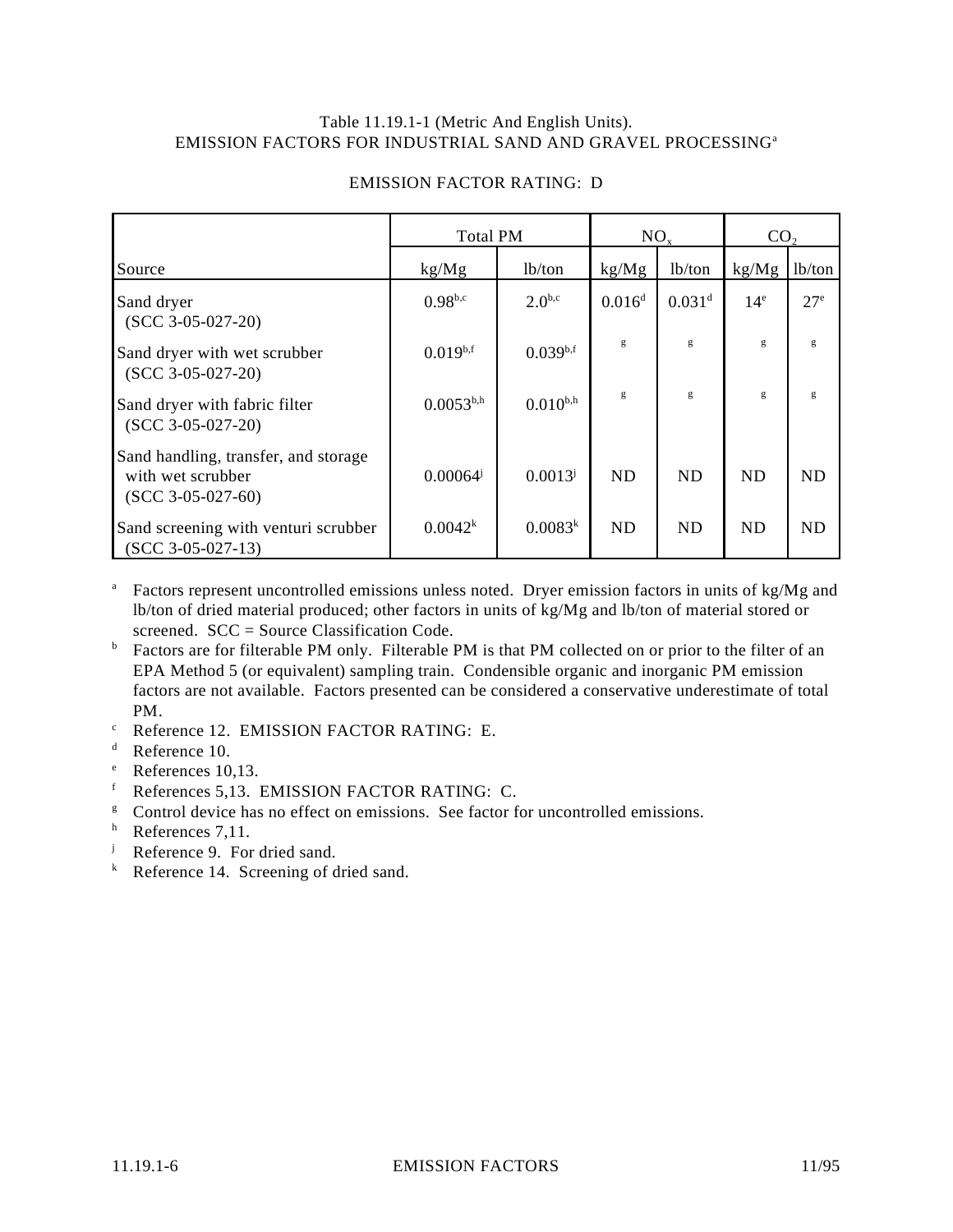Table 11.19.1-1 (Metric And English Units).
EMISSION FACTORS FOR INDUSTRIAL SAND AND GRAVEL PROCESSING[a]

EMISSION FACTOR RATING: D

| | Total PM | | $NO_x$ | | $CO_2$ | |
|---|---|---|---|---|---|---|
| Source | kg/Mg | lb/ton | kg/Mg | lb/ton | kg/Mg | lb/ton |
| Sand dryer (SCC 3-05-027-20) | 0.98[b,c] | 2.0[b,c] | 0.016[d] | 0.031[d] | 14[e] | 27[e] |
| Sand dryer with wet scrubber (SCC 3-05-027-20) | 0.019[b,f] | 0.039[b,f] | [g] | [g] | [g] | [g] |
| Sand dryer with fabric filter (SCC 3-05-027-20) | 0.0053[b,h] | 0.010[b,h] | [g] | [g] | [g] | [g] |
| Sand handling, transfer, and storage with wet scrubber (SCC 3-05-027-60) | 0.00064[j] | 0.0013[j] | ND | ND | ND | ND |
| Sand screening with venturi scrubber (SCC 3-05-027-13) | 0.0042[k] | 0.0083[k] | ND | ND | ND | ND |

[a] Factors represent uncontrolled emissions unless noted. Dryer emission factors in units of kg/Mg and lb/ton of dried material produced; other factors in units of kg/Mg and lb/ton of material stored or screened. SCC = Source Classification Code.

[b] Factors are for filterable PM only. Filterable PM is that PM collected on or prior to the filter of an EPA Method 5 (or equivalent) sampling train. Condensible organic and inorganic PM emission factors are not available. Factors presented can be considered a conservative underestimate of total PM.

[c] Reference 12. EMISSION FACTOR RATING: E.

[d] Reference 10.

[e] References 10,13.

[f] References 5,13. EMISSION FACTOR RATING: C.

[g] Control device has no effect on emissions. See factor for uncontrolled emissions.

[h] References 7,11.

[j] Reference 9. For dried sand.

[k] Reference 14. Screening of dried sand.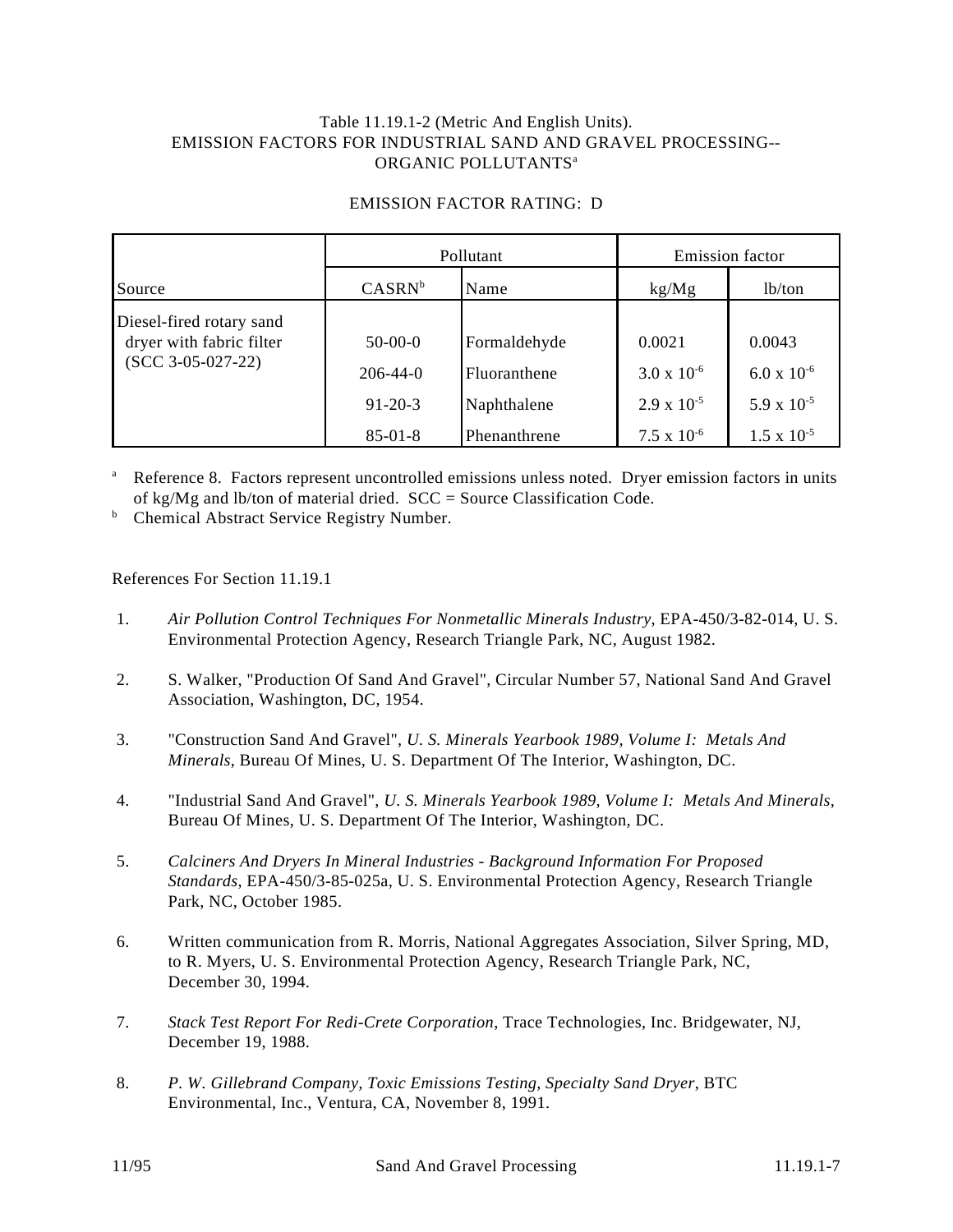Table 11.19.1-2 (Metric And English Units).
EMISSION FACTORS FOR INDUSTRIAL SAND AND GRAVEL PROCESSING--
ORGANIC POLLUTANTS[a]

EMISSION FACTOR RATING: D

| | Pollutant | | Emission factor | |
|---|---|---|---|---|
| Source | CASRN[b] | Name | kg/Mg | lb/ton |
| Diesel-fired rotary sand dryer with fabric filter (SCC 3-05-027-22) | 50-00-0 | Formaldehyde | 0.0021 | 0.0043 |
| | 206-44-0 | Fluoranthene | $3.0 \times 10^{-6}$ | $6.0 \times 10^{-6}$ |
| | 91-20-3 | Naphthalene | $2.9 \times 10^{-5}$ | $5.9 \times 10^{-5}$ |
| | 85-01-8 | Phenanthrene | $7.5 \times 10^{-6}$ | $1.5 \times 10^{-5}$ |

[a] Reference 8. Factors represent uncontrolled emissions unless noted. Dryer emission factors in units of kg/Mg and lb/ton of material dried. SCC = Source Classification Code.
[b] Chemical Abstract Service Registry Number.

References For Section 11.19.1

1. *Air Pollution Control Techniques For Nonmetallic Minerals Industry*, EPA-450/3-82-014, U. S. Environmental Protection Agency, Research Triangle Park, NC, August 1982.

2. S. Walker, "Production Of Sand And Gravel", Circular Number 57, National Sand And Gravel Association, Washington, DC, 1954.

3. "Construction Sand And Gravel", *U. S. Minerals Yearbook 1989, Volume I: Metals And Minerals*, Bureau Of Mines, U. S. Department Of The Interior, Washington, DC.

4. "Industrial Sand And Gravel", *U. S. Minerals Yearbook 1989, Volume I: Metals And Minerals*, Bureau Of Mines, U. S. Department Of The Interior, Washington, DC.

5. *Calciners And Dryers In Mineral Industries - Background Information For Proposed Standards*, EPA-450/3-85-025a, U. S. Environmental Protection Agency, Research Triangle Park, NC, October 1985.

6. Written communication from R. Morris, National Aggregates Association, Silver Spring, MD, to R. Myers, U. S. Environmental Protection Agency, Research Triangle Park, NC, December 30, 1994.

7. *Stack Test Report For Redi-Crete Corporation*, Trace Technologies, Inc. Bridgewater, NJ, December 19, 1988.

8. *P. W. Gillebrand Company, Toxic Emissions Testing, Specialty Sand Dryer*, BTC Environmental, Inc., Ventura, CA, November 8, 1991.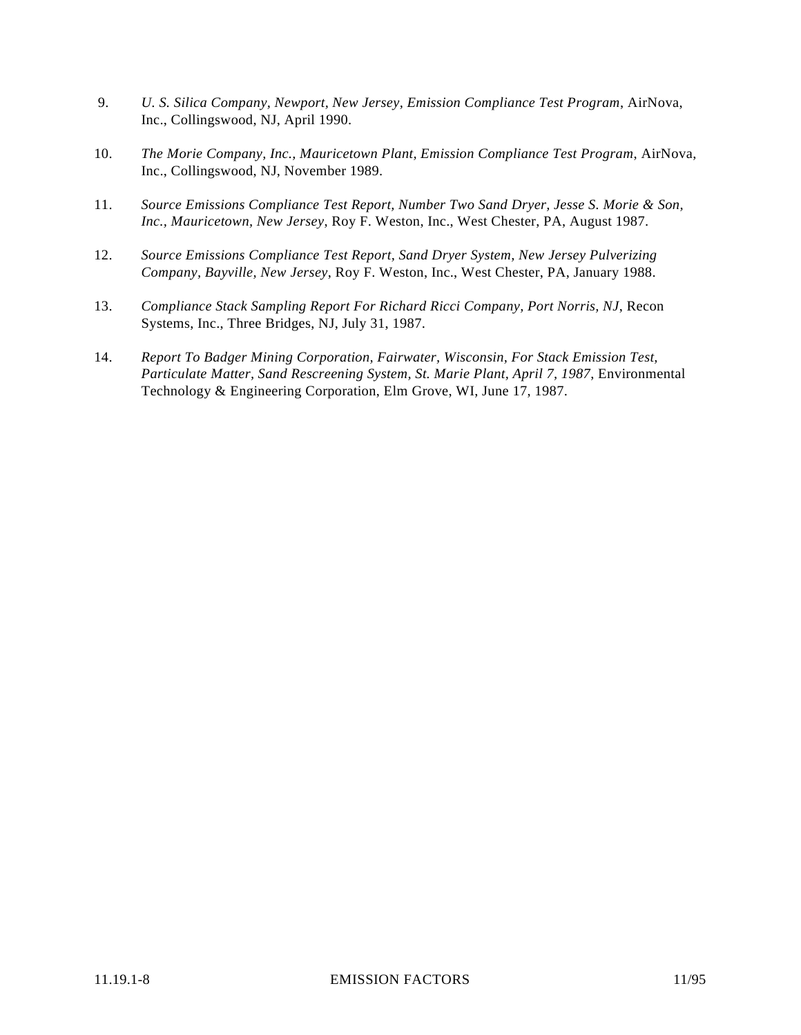9. *U. S. Silica Company, Newport, New Jersey, Emission Compliance Test Program*, AirNova, Inc., Collingswood, NJ, April 1990.

10. *The Morie Company, Inc., Mauricetown Plant, Emission Compliance Test Program*, AirNova, Inc., Collingswood, NJ, November 1989.

11. *Source Emissions Compliance Test Report, Number Two Sand Dryer, Jesse S. Morie & Son, Inc., Mauricetown, New Jersey*, Roy F. Weston, Inc., West Chester, PA, August 1987.

12. *Source Emissions Compliance Test Report, Sand Dryer System, New Jersey Pulverizing Company, Bayville, New Jersey*, Roy F. Weston, Inc., West Chester, PA, January 1988.

13. *Compliance Stack Sampling Report For Richard Ricci Company, Port Norris, NJ*, Recon Systems, Inc., Three Bridges, NJ, July 31, 1987.

14. *Report To Badger Mining Corporation, Fairwater, Wisconsin, For Stack Emission Test, Particulate Matter, Sand Rescreening System, St. Marie Plant, April 7, 1987*, Environmental Technology & Engineering Corporation, Elm Grove, WI, June 17, 1987.